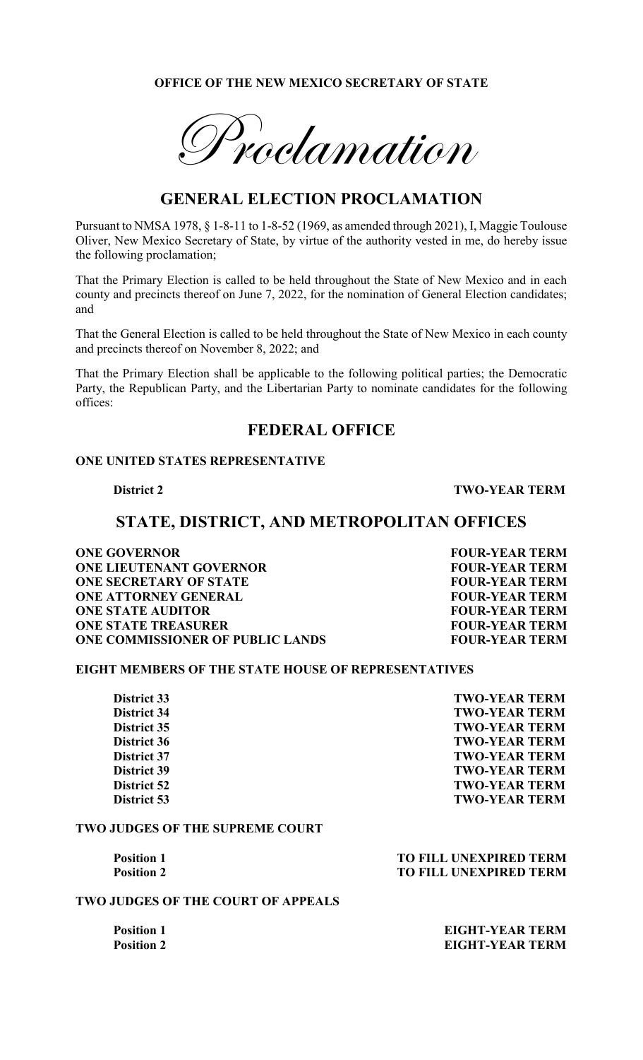**OFFICE OF THE NEW MEXICO SECRETARY OF STATE**

# *Proclamation*

## GENERAL ELECTION PROCLAMATION

Pursuant to NMSA 1978, § 1-8-11 to 1-8-52 (1969, as amended through 2021), I, Maggie Toulouse Oliver, New Mexico Secretary of State, by virtue of the authority vested in me, do hereby issue the following proclamation;

That the Primary Election is called to be held throughout the State of New Mexico and in each county and precincts thereof on June 7, 2022, for the nomination of General Election candidates; and

That the General Election is called to be held throughout the State of New Mexico in each county and precincts thereof on November 8, 2022; and

That the Primary Election shall be applicable to the following political parties; the Democratic Party, the Republican Party, and the Libertarian Party to nominate candidates for the following offices:

## FEDERAL OFFICE

**ONE UNITED STATES REPRESENTATIVE**

| | |
|---|---|
| **District 2** | **TWO-YEAR TERM** |

## STATE, DISTRICT, AND METROPOLITAN OFFICES

| | |
|---|---|
| **ONE GOVERNOR** | **FOUR-YEAR TERM** |
| **ONE LIEUTENANT GOVERNOR** | **FOUR-YEAR TERM** |
| **ONE SECRETARY OF STATE** | **FOUR-YEAR TERM** |
| **ONE ATTORNEY GENERAL** | **FOUR-YEAR TERM** |
| **ONE STATE AUDITOR** | **FOUR-YEAR TERM** |
| **ONE STATE TREASURER** | **FOUR-YEAR TERM** |
| **ONE COMMISSIONER OF PUBLIC LANDS** | **FOUR-YEAR TERM** |

**EIGHT MEMBERS OF THE STATE HOUSE OF REPRESENTATIVES**

| | |
|---|---|
| **District 33** | **TWO-YEAR TERM** |
| **District 34** | **TWO-YEAR TERM** |
| **District 35** | **TWO-YEAR TERM** |
| **District 36** | **TWO-YEAR TERM** |
| **District 37** | **TWO-YEAR TERM** |
| **District 39** | **TWO-YEAR TERM** |
| **District 52** | **TWO-YEAR TERM** |
| **District 53** | **TWO-YEAR TERM** |

**TWO JUDGES OF THE SUPREME COURT**

| | |
|---|---|
| **Position 1** | **TO FILL UNEXPIRED TERM** |
| **Position 2** | **TO FILL UNEXPIRED TERM** |

**TWO JUDGES OF THE COURT OF APPEALS**

| | |
|---|---|
| **Position 1** | **EIGHT-YEAR TERM** |
| **Position 2** | **EIGHT-YEAR TERM** |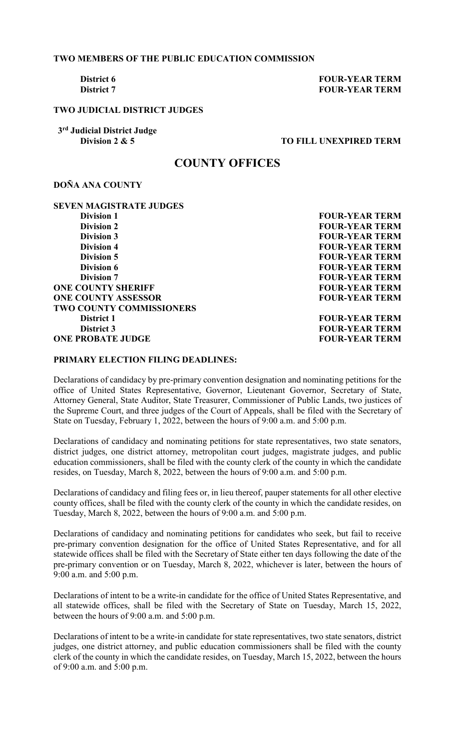**TWO MEMBERS OF THE PUBLIC EDUCATION COMMISSION**

| | |
|---|---|
| **District 6** | **FOUR-YEAR TERM** |
| **District 7** | **FOUR-YEAR TERM** |

**TWO JUDICIAL DISTRICT JUDGES**

| | |
|---|---|
| **3rd Judicial District Judge** | |
| **Division 2 & 5** | **TO FILL UNEXPIRED TERM** |

## COUNTY OFFICES

**DOÑA ANA COUNTY**

| | |
|---|---|
| **SEVEN MAGISTRATE JUDGES** | |
| **Division 1** | **FOUR-YEAR TERM** |
| **Division 2** | **FOUR-YEAR TERM** |
| **Division 3** | **FOUR-YEAR TERM** |
| **Division 4** | **FOUR-YEAR TERM** |
| **Division 5** | **FOUR-YEAR TERM** |
| **Division 6** | **FOUR-YEAR TERM** |
| **Division 7** | **FOUR-YEAR TERM** |
| **ONE COUNTY SHERIFF** | **FOUR-YEAR TERM** |
| **ONE COUNTY ASSESSOR** | **FOUR-YEAR TERM** |
| **TWO COUNTY COMMISSIONERS** | |
| **District 1** | **FOUR-YEAR TERM** |
| **District 3** | **FOUR-YEAR TERM** |
| **ONE PROBATE JUDGE** | **FOUR-YEAR TERM** |

**PRIMARY ELECTION FILING DEADLINES:**

Declarations of candidacy by pre-primary convention designation and nominating petitions for the office of United States Representative, Governor, Lieutenant Governor, Secretary of State, Attorney General, State Auditor, State Treasurer, Commissioner of Public Lands, two justices of the Supreme Court, and three judges of the Court of Appeals, shall be filed with the Secretary of State on Tuesday, February 1, 2022, between the hours of 9:00 a.m. and 5:00 p.m.

Declarations of candidacy and nominating petitions for state representatives, two state senators, district judges, one district attorney, metropolitan court judges, magistrate judges, and public education commissioners, shall be filed with the county clerk of the county in which the candidate resides, on Tuesday, March 8, 2022, between the hours of 9:00 a.m. and 5:00 p.m.

Declarations of candidacy and filing fees or, in lieu thereof, pauper statements for all other elective county offices, shall be filed with the county clerk of the county in which the candidate resides, on Tuesday, March 8, 2022, between the hours of 9:00 a.m. and 5:00 p.m.

Declarations of candidacy and nominating petitions for candidates who seek, but fail to receive pre-primary convention designation for the office of United States Representative, and for all statewide offices shall be filed with the Secretary of State either ten days following the date of the pre-primary convention or on Tuesday, March 8, 2022, whichever is later, between the hours of 9:00 a.m. and 5:00 p.m.

Declarations of intent to be a write-in candidate for the office of United States Representative, and all statewide offices, shall be filed with the Secretary of State on Tuesday, March 15, 2022, between the hours of 9:00 a.m. and 5:00 p.m.

Declarations of intent to be a write-in candidate for state representatives, two state senators, district judges, one district attorney, and public education commissioners shall be filed with the county clerk of the county in which the candidate resides, on Tuesday, March 15, 2022, between the hours of 9:00 a.m. and 5:00 p.m.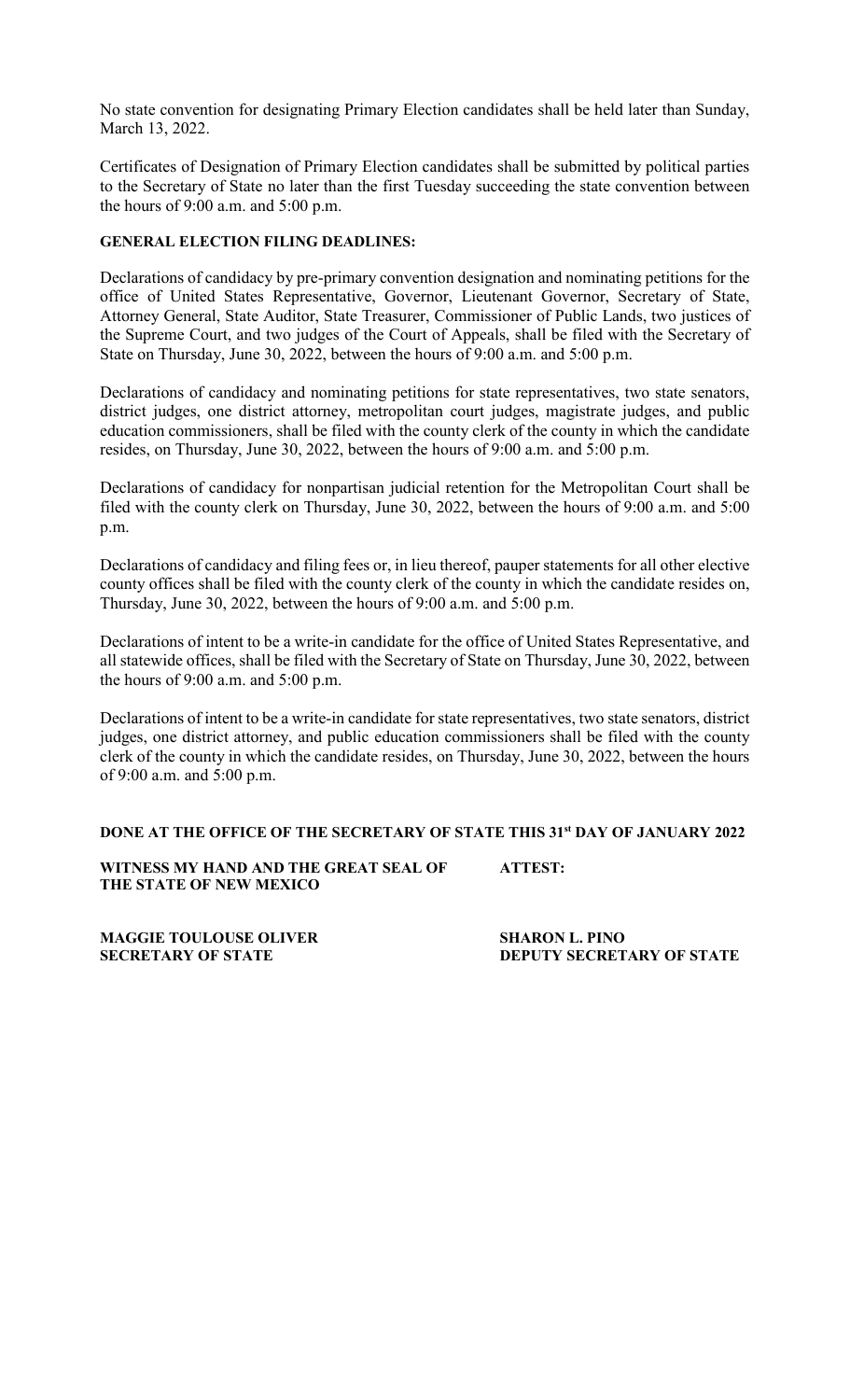No state convention for designating Primary Election candidates shall be held later than Sunday, March 13, 2022.

Certificates of Designation of Primary Election candidates shall be submitted by political parties to the Secretary of State no later than the first Tuesday succeeding the state convention between the hours of 9:00 a.m. and 5:00 p.m.

**GENERAL ELECTION FILING DEADLINES:**

Declarations of candidacy by pre-primary convention designation and nominating petitions for the office of United States Representative, Governor, Lieutenant Governor, Secretary of State, Attorney General, State Auditor, State Treasurer, Commissioner of Public Lands, two justices of the Supreme Court, and two judges of the Court of Appeals, shall be filed with the Secretary of State on Thursday, June 30, 2022, between the hours of 9:00 a.m. and 5:00 p.m.

Declarations of candidacy and nominating petitions for state representatives, two state senators, district judges, one district attorney, metropolitan court judges, magistrate judges, and public education commissioners, shall be filed with the county clerk of the county in which the candidate resides, on Thursday, June 30, 2022, between the hours of 9:00 a.m. and 5:00 p.m.

Declarations of candidacy for nonpartisan judicial retention for the Metropolitan Court shall be filed with the county clerk on Thursday, June 30, 2022, between the hours of 9:00 a.m. and 5:00 p.m.

Declarations of candidacy and filing fees or, in lieu thereof, pauper statements for all other elective county offices shall be filed with the county clerk of the county in which the candidate resides on, Thursday, June 30, 2022, between the hours of 9:00 a.m. and 5:00 p.m.

Declarations of intent to be a write-in candidate for the office of United States Representative, and all statewide offices, shall be filed with the Secretary of State on Thursday, June 30, 2022, between the hours of 9:00 a.m. and 5:00 p.m.

Declarations of intent to be a write-in candidate for state representatives, two state senators, district judges, one district attorney, and public education commissioners shall be filed with the county clerk of the county in which the candidate resides, on Thursday, June 30, 2022, between the hours of 9:00 a.m. and 5:00 p.m.

**DONE AT THE OFFICE OF THE SECRETARY OF STATE THIS 31st DAY OF JANUARY 2022**

**WITNESS MY HAND AND THE GREAT SEAL OF THE STATE OF NEW MEXICO**

**ATTEST:**

**MAGGIE TOULOUSE OLIVER**
**SECRETARY OF STATE**

**SHARON L. PINO**
**DEPUTY SECRETARY OF STATE**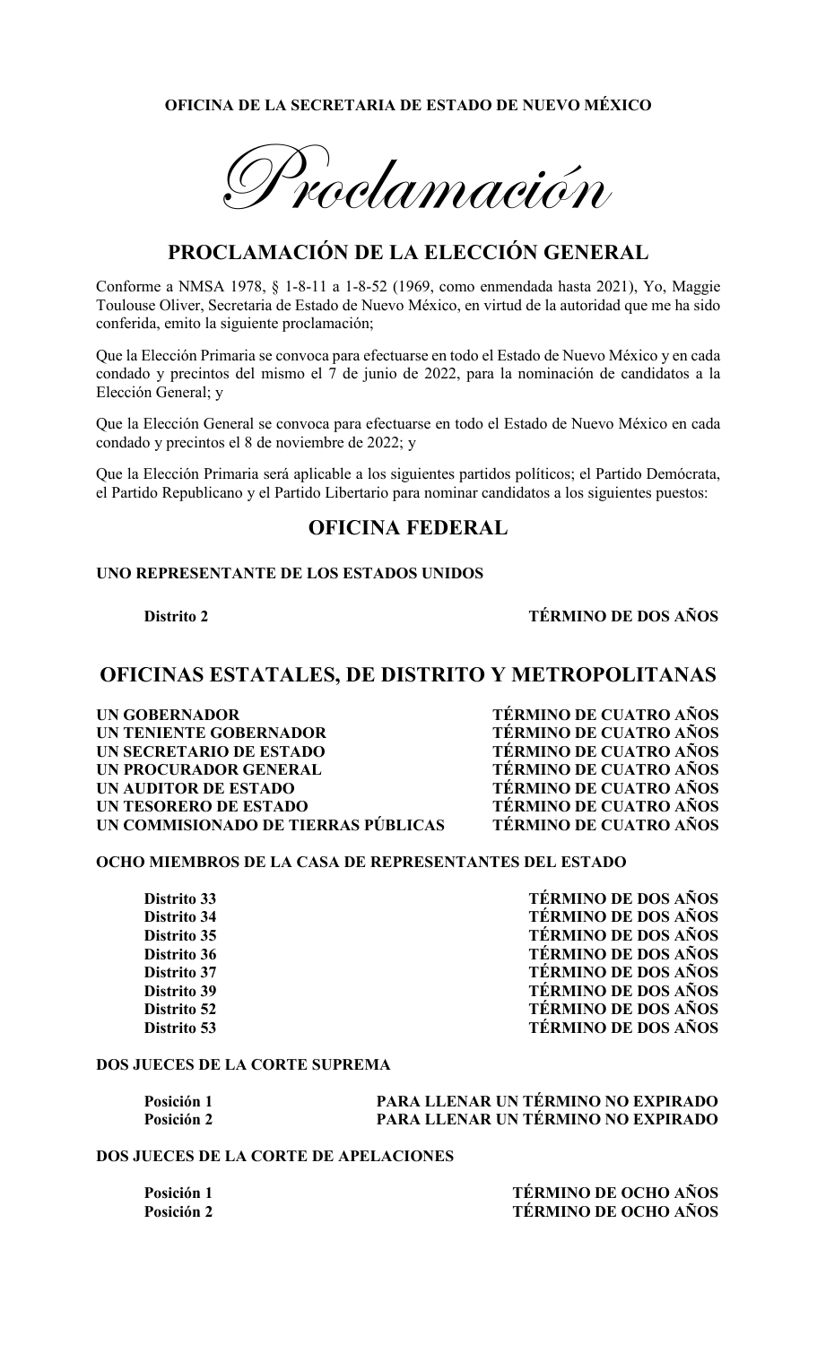**OFICINA DE LA SECRETARIA DE ESTADO DE NUEVO MÉXICO**

# *Proclamación*

## PROCLAMACIÓN DE LA ELECCIÓN GENERAL

Conforme a NMSA 1978, § 1-8-11 a 1-8-52 (1969, como enmendada hasta 2021), Yo, Maggie Toulouse Oliver, Secretaria de Estado de Nuevo México, en virtud de la autoridad que me ha sido conferida, emito la siguiente proclamación;

Que la Elección Primaria se convoca para efectuarse en todo el Estado de Nuevo México y en cada condado y precintos del mismo el 7 de junio de 2022, para la nominación de candidatos a la Elección General; y

Que la Elección General se convoca para efectuarse en todo el Estado de Nuevo México en cada condado y precintos el 8 de noviembre de 2022; y

Que la Elección Primaria será aplicable a los siguientes partidos políticos; el Partido Demócrata, el Partido Republicano y el Partido Libertario para nominar candidatos a los siguientes puestos:

## OFICINA FEDERAL

**UNO REPRESENTANTE DE LOS ESTADOS UNIDOS**

| | |
|---|---|
| **Distrito 2** | **TÉRMINO DE DOS AÑOS** |

## OFICINAS ESTATALES, DE DISTRITO Y METROPOLITANAS

| | |
|---|---|
| **UN GOBERNADOR** | **TÉRMINO DE CUATRO AÑOS** |
| **UN TENIENTE GOBERNADOR** | **TÉRMINO DE CUATRO AÑOS** |
| **UN SECRETARIO DE ESTADO** | **TÉRMINO DE CUATRO AÑOS** |
| **UN PROCURADOR GENERAL** | **TÉRMINO DE CUATRO AÑOS** |
| **UN AUDITOR DE ESTADO** | **TÉRMINO DE CUATRO AÑOS** |
| **UN TESORERO DE ESTADO** | **TÉRMINO DE CUATRO AÑOS** |
| **UN COMMISIONADO DE TIERRAS PÚBLICAS** | **TÉRMINO DE CUATRO AÑOS** |

**OCHO MIEMBROS DE LA CASA DE REPRESENTANTES DEL ESTADO**

| | |
|---|---|
| **Distrito 33** | **TÉRMINO DE DOS AÑOS** |
| **Distrito 34** | **TÉRMINO DE DOS AÑOS** |
| **Distrito 35** | **TÉRMINO DE DOS AÑOS** |
| **Distrito 36** | **TÉRMINO DE DOS AÑOS** |
| **Distrito 37** | **TÉRMINO DE DOS AÑOS** |
| **Distrito 39** | **TÉRMINO DE DOS AÑOS** |
| **Distrito 52** | **TÉRMINO DE DOS AÑOS** |
| **Distrito 53** | **TÉRMINO DE DOS AÑOS** |

**DOS JUECES DE LA CORTE SUPREMA**

| | |
|---|---|
| **Posición 1** | **PARA LLENAR UN TÉRMINO NO EXPIRADO** |
| **Posición 2** | **PARA LLENAR UN TÉRMINO NO EXPIRADO** |

**DOS JUECES DE LA CORTE DE APELACIONES**

| | |
|---|---|
| **Posición 1** | **TÉRMINO DE OCHO AÑOS** |
| **Posición 2** | **TÉRMINO DE OCHO AÑOS** |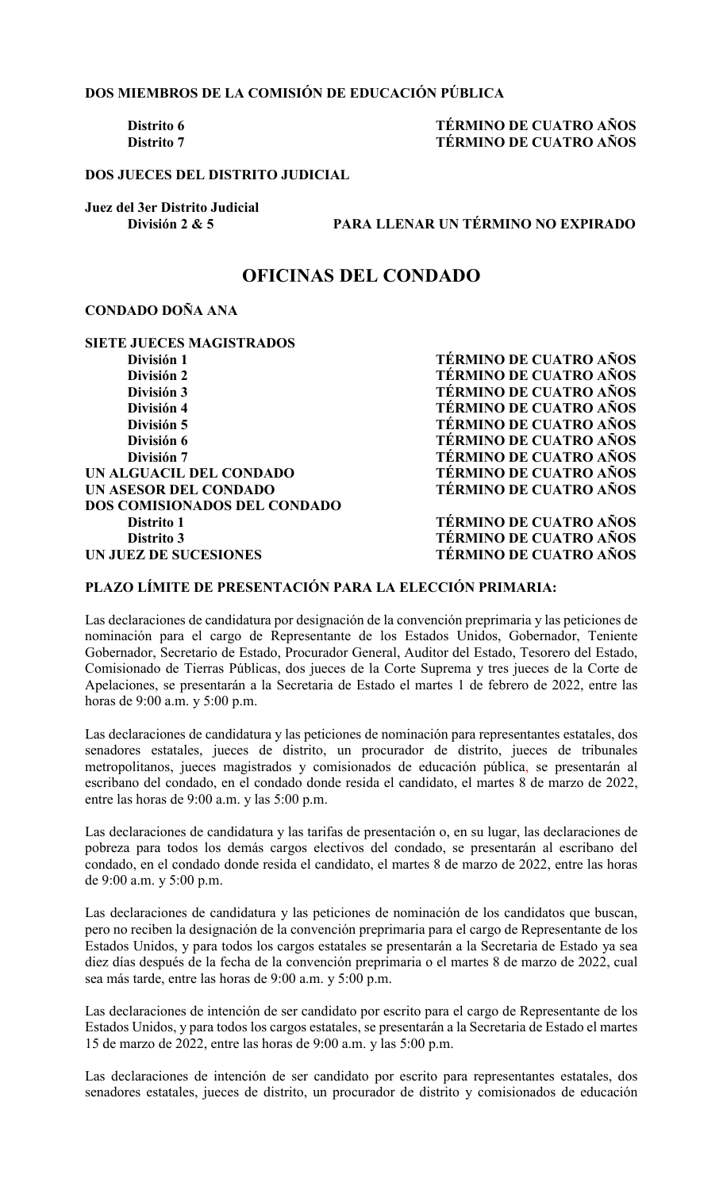**DOS MIEMBROS DE LA COMISIÓN DE EDUCACIÓN PÚBLICA**

| | |
|---|---|
| **Distrito 6** | **TÉRMINO DE CUATRO AÑOS** |
| **Distrito 7** | **TÉRMINO DE CUATRO AÑOS** |

**DOS JUECES DEL DISTRITO JUDICIAL**

**Juez del 3er Distrito Judicial**

| | |
|---|---|
| **División 2 & 5** | **PARA LLENAR UN TÉRMINO NO EXPIRADO** |

## OFICINAS DEL CONDADO

**CONDADO DOÑA ANA**

| | |
|---|---|
| **SIETE JUECES MAGISTRADOS** | |
| **División 1** | **TÉRMINO DE CUATRO AÑOS** |
| **División 2** | **TÉRMINO DE CUATRO AÑOS** |
| **División 3** | **TÉRMINO DE CUATRO AÑOS** |
| **División 4** | **TÉRMINO DE CUATRO AÑOS** |
| **División 5** | **TÉRMINO DE CUATRO AÑOS** |
| **División 6** | **TÉRMINO DE CUATRO AÑOS** |
| **División 7** | **TÉRMINO DE CUATRO AÑOS** |
| **UN ALGUACIL DEL CONDADO** | **TÉRMINO DE CUATRO AÑOS** |
| **UN ASESOR DEL CONDADO** | **TÉRMINO DE CUATRO AÑOS** |
| **DOS COMISIONADOS DEL CONDADO** | |
| **Distrito 1** | **TÉRMINO DE CUATRO AÑOS** |
| **Distrito 3** | **TÉRMINO DE CUATRO AÑOS** |
| **UN JUEZ DE SUCESIONES** | **TÉRMINO DE CUATRO AÑOS** |

**PLAZO LÍMITE DE PRESENTACIÓN PARA LA ELECCIÓN PRIMARIA:**

Las declaraciones de candidatura por designación de la convención preprimaria y las peticiones de nominación para el cargo de Representante de los Estados Unidos, Gobernador, Teniente Gobernador, Secretario de Estado, Procurador General, Auditor del Estado, Tesorero del Estado, Comisionado de Tierras Públicas, dos jueces de la Corte Suprema y tres jueces de la Corte de Apelaciones, se presentarán a la Secretaria de Estado el martes 1 de febrero de 2022, entre las horas de 9:00 a.m. y 5:00 p.m.

Las declaraciones de candidatura y las peticiones de nominación para representantes estatales, dos senadores estatales, jueces de distrito, un procurador de distrito, jueces de tribunales metropolitanos, jueces magistrados y comisionados de educación pública, se presentarán al escribano del condado, en el condado donde resida el candidato, el martes 8 de marzo de 2022, entre las horas de 9:00 a.m. y las 5:00 p.m.

Las declaraciones de candidatura y las tarifas de presentación o, en su lugar, las declaraciones de pobreza para todos los demás cargos electivos del condado, se presentarán al escribano del condado, en el condado donde resida el candidato, el martes 8 de marzo de 2022, entre las horas de 9:00 a.m. y 5:00 p.m.

Las declaraciones de candidatura y las peticiones de nominación de los candidatos que buscan, pero no reciben la designación de la convención preprimaria para el cargo de Representante de los Estados Unidos, y para todos los cargos estatales se presentarán a la Secretaria de Estado ya sea diez días después de la fecha de la convención preprimaria o el martes 8 de marzo de 2022, cual sea más tarde, entre las horas de 9:00 a.m. y 5:00 p.m.

Las declaraciones de intención de ser candidato por escrito para el cargo de Representante de los Estados Unidos, y para todos los cargos estatales, se presentarán a la Secretaria de Estado el martes 15 de marzo de 2022, entre las horas de 9:00 a.m. y las 5:00 p.m.

Las declaraciones de intención de ser candidato por escrito para representantes estatales, dos senadores estatales, jueces de distrito, un procurador de distrito y comisionados de educación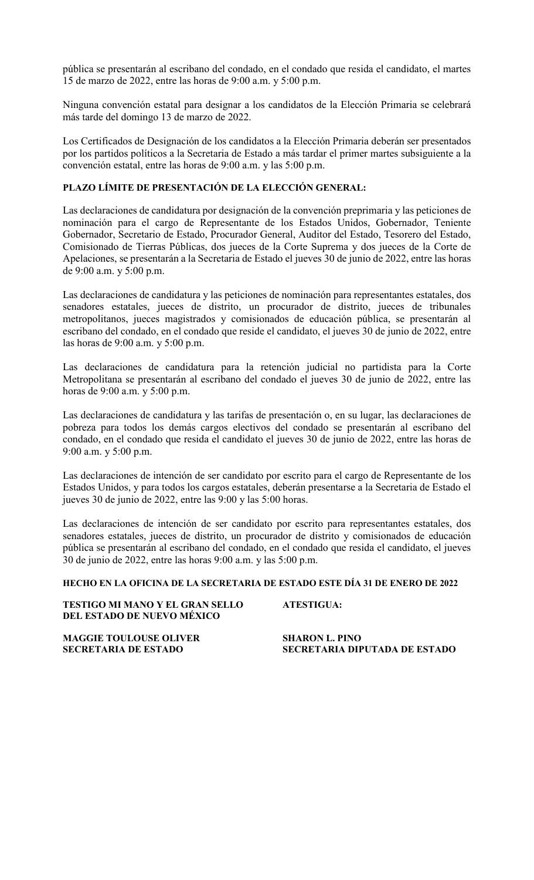pública se presentarán al escribano del condado, en el condado que resida el candidato, el martes 15 de marzo de 2022, entre las horas de 9:00 a.m. y 5:00 p.m.

Ninguna convención estatal para designar a los candidatos de la Elección Primaria se celebrará más tarde del domingo 13 de marzo de 2022.

Los Certificados de Designación de los candidatos a la Elección Primaria deberán ser presentados por los partidos políticos a la Secretaria de Estado a más tardar el primer martes subsiguiente a la convención estatal, entre las horas de 9:00 a.m. y las 5:00 p.m.

**PLAZO LÍMITE DE PRESENTACIÓN DE LA ELECCIÓN GENERAL:**

Las declaraciones de candidatura por designación de la convención preprimaria y las peticiones de nominación para el cargo de Representante de los Estados Unidos, Gobernador, Teniente Gobernador, Secretario de Estado, Procurador General, Auditor del Estado, Tesorero del Estado, Comisionado de Tierras Públicas, dos jueces de la Corte Suprema y dos jueces de la Corte de Apelaciones, se presentarán a la Secretaria de Estado el jueves 30 de junio de 2022, entre las horas de 9:00 a.m. y 5:00 p.m.

Las declaraciones de candidatura y las peticiones de nominación para representantes estatales, dos senadores estatales, jueces de distrito, un procurador de distrito, jueces de tribunales metropolitanos, jueces magistrados y comisionados de educación pública, se presentarán al escribano del condado, en el condado que reside el candidato, el jueves 30 de junio de 2022, entre las horas de 9:00 a.m. y 5:00 p.m.

Las declaraciones de candidatura para la retención judicial no partidista para la Corte Metropolitana se presentarán al escribano del condado el jueves 30 de junio de 2022, entre las horas de 9:00 a.m. y 5:00 p.m.

Las declaraciones de candidatura y las tarifas de presentación o, en su lugar, las declaraciones de pobreza para todos los demás cargos electivos del condado se presentarán al escribano del condado, en el condado que resida el candidato el jueves 30 de junio de 2022, entre las horas de 9:00 a.m. y 5:00 p.m.

Las declaraciones de intención de ser candidato por escrito para el cargo de Representante de los Estados Unidos, y para todos los cargos estatales, deberán presentarse a la Secretaria de Estado el jueves 30 de junio de 2022, entre las 9:00 y las 5:00 horas.

Las declaraciones de intención de ser candidato por escrito para representantes estatales, dos senadores estatales, jueces de distrito, un procurador de distrito y comisionados de educación pública se presentarán al escribano del condado, en el condado que resida el candidato, el jueves 30 de junio de 2022, entre las horas 9:00 a.m. y las 5:00 p.m.

**HECHO EN LA OFICINA DE LA SECRETARIA DE ESTADO ESTE DÍA 31 DE ENERO DE 2022**

**TESTIGO MI MANO Y EL GRAN SELLO DEL ESTADO DE NUEVO MÉXICO**

**ATESTIGUA:**

**MAGGIE TOULOUSE OLIVER**
**SECRETARIA DE ESTADO**

**SHARON L. PINO**
**SECRETARIA DIPUTADA DE ESTADO**